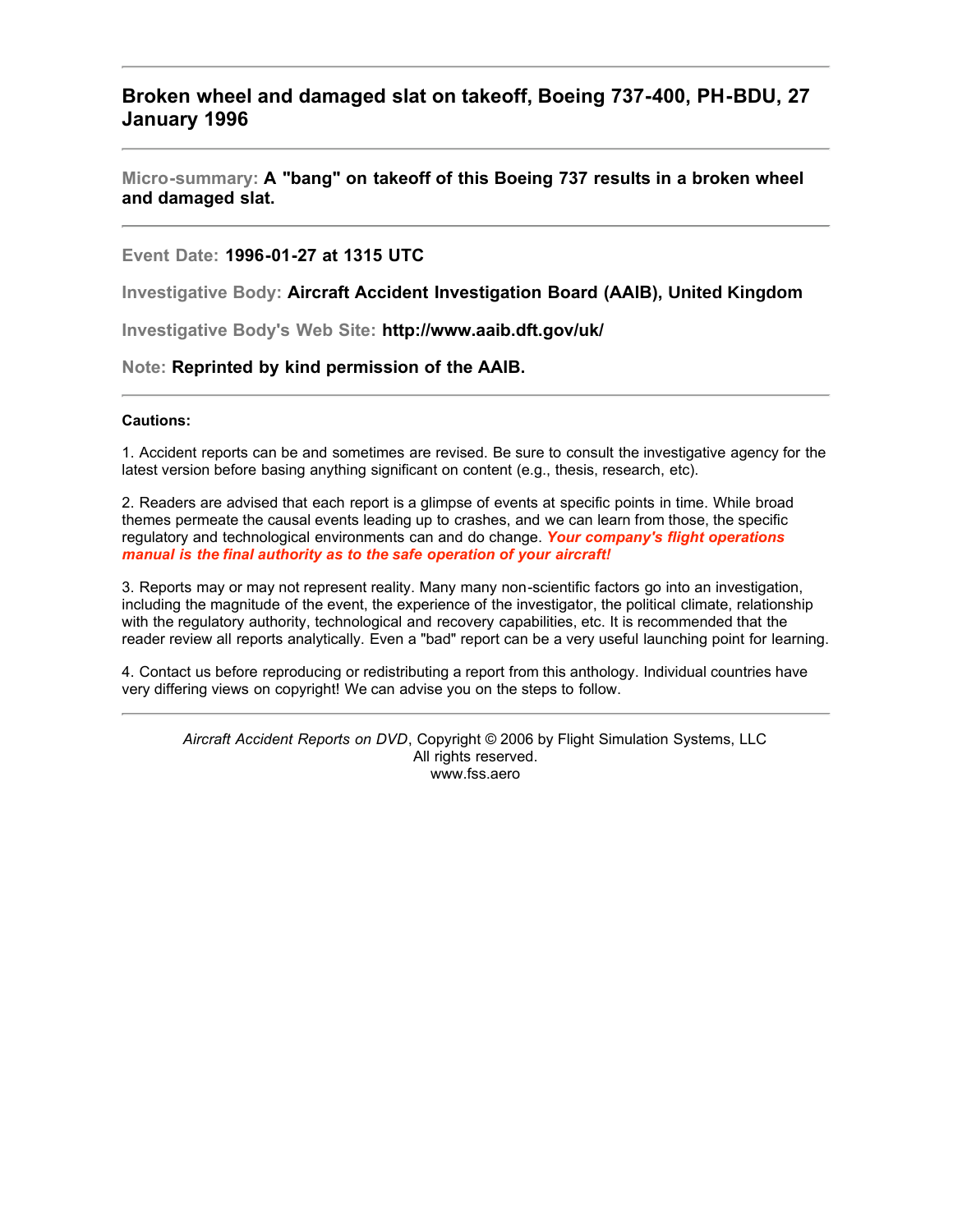# Broken wheel and damaged slat on takeoff, Boeing 737-400, PH-BDU, 27 January 1996

---

**Micro-summary: A "bang" on takeoff of this Boeing 737 results in a broken wheel and damaged slat.**

---

**Event Date: 1996-01-27 at 1315 UTC**

**Investigative Body: Aircraft Accident Investigation Board (AAIB), United Kingdom**

**Investigative Body's Web Site: http://www.aaib.dft.gov/uk/**

**Note: Reprinted by kind permission of the AAIB.**

---

**Cautions:**

1. Accident reports can be and sometimes are revised. Be sure to consult the investigative agency for the latest version before basing anything significant on content (e.g., thesis, research, etc).

2. Readers are advised that each report is a glimpse of events at specific points in time. While broad themes permeate the causal events leading up to crashes, and we can learn from those, the specific regulatory and technological environments can and do change. ***Your company's flight operations manual is the final authority as to the safe operation of your aircraft!***

3. Reports may or may not represent reality. Many many non-scientific factors go into an investigation, including the magnitude of the event, the experience of the investigator, the political climate, relationship with the regulatory authority, technological and recovery capabilities, etc. It is recommended that the reader review all reports analytically. Even a "bad" report can be a very useful launching point for learning.

4. Contact us before reproducing or redistributing a report from this anthology. Individual countries have very differing views on copyright! We can advise you on the steps to follow.

---

*Aircraft Accident Reports on DVD*, Copyright © 2006 by Flight Simulation Systems, LLC
All rights reserved.
www.fss.aero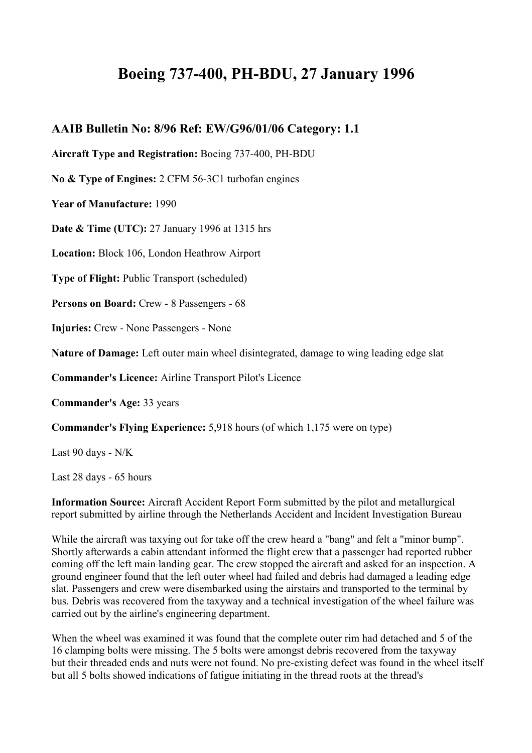# Boeing 737-400, PH-BDU, 27 January 1996

## AAIB Bulletin No: 8/96 Ref: EW/G96/01/06 Category: 1.1

**Aircraft Type and Registration:** Boeing 737-400, PH-BDU

**No & Type of Engines:** 2 CFM 56-3C1 turbofan engines

**Year of Manufacture:** 1990

**Date & Time (UTC):** 27 January 1996 at 1315 hrs

**Location:** Block 106, London Heathrow Airport

**Type of Flight:** Public Transport (scheduled)

**Persons on Board:** Crew - 8 Passengers - 68

**Injuries:** Crew - None Passengers - None

**Nature of Damage:** Left outer main wheel disintegrated, damage to wing leading edge slat

**Commander's Licence:** Airline Transport Pilot's Licence

**Commander's Age:** 33 years

**Commander's Flying Experience:** 5,918 hours (of which 1,175 were on type)

Last 90 days - N/K

Last 28 days - 65 hours

**Information Source:** Aircraft Accident Report Form submitted by the pilot and metallurgical report submitted by airline through the Netherlands Accident and Incident Investigation Bureau

While the aircraft was taxying out for take off the crew heard a "bang" and felt a "minor bump". Shortly afterwards a cabin attendant informed the flight crew that a passenger had reported rubber coming off the left main landing gear. The crew stopped the aircraft and asked for an inspection. A ground engineer found that the left outer wheel had failed and debris had damaged a leading edge slat. Passengers and crew were disembarked using the airstairs and transported to the terminal by bus. Debris was recovered from the taxyway and a technical investigation of the wheel failure was carried out by the airline's engineering department.

When the wheel was examined it was found that the complete outer rim had detached and 5 of the 16 clamping bolts were missing. The 5 bolts were amongst debris recovered from the taxyway but their threaded ends and nuts were not found. No pre-existing defect was found in the wheel itself but all 5 bolts showed indications of fatigue initiating in the thread roots at the thread's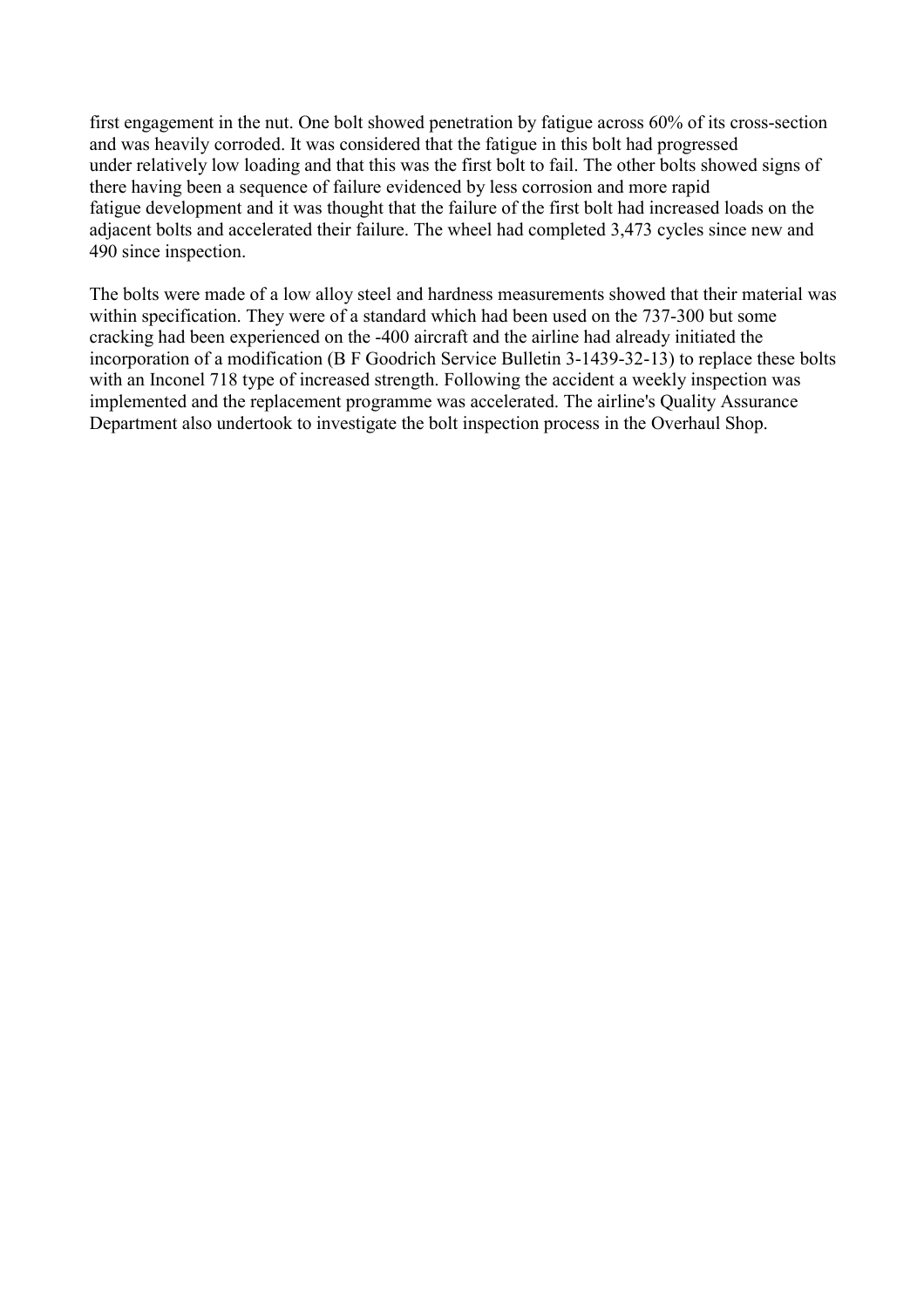first engagement in the nut. One bolt showed penetration by fatigue across 60% of its cross-section and was heavily corroded. It was considered that the fatigue in this bolt had progressed under relatively low loading and that this was the first bolt to fail. The other bolts showed signs of there having been a sequence of failure evidenced by less corrosion and more rapid fatigue development and it was thought that the failure of the first bolt had increased loads on the adjacent bolts and accelerated their failure. The wheel had completed 3,473 cycles since new and 490 since inspection.

The bolts were made of a low alloy steel and hardness measurements showed that their material was within specification. They were of a standard which had been used on the 737-300 but some cracking had been experienced on the -400 aircraft and the airline had already initiated the incorporation of a modification (B F Goodrich Service Bulletin 3-1439-32-13) to replace these bolts with an Inconel 718 type of increased strength. Following the accident a weekly inspection was implemented and the replacement programme was accelerated. The airline's Quality Assurance Department also undertook to investigate the bolt inspection process in the Overhaul Shop.